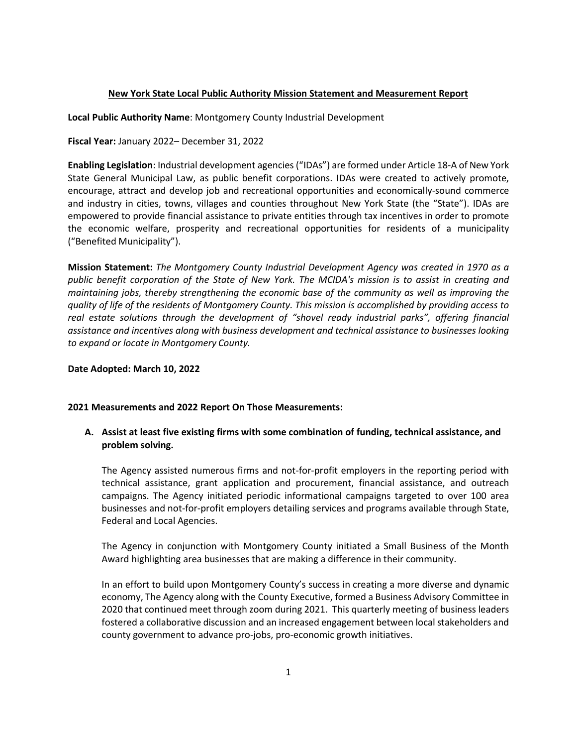## New York State Local Public Authority Mission Statement and Measurement Report

**Local Public Authority Name**: Montgomery County Industrial Development

**Fiscal Year:** January 2022– December 31, 2022

**Enabling Legislation**: Industrial development agencies ("IDAs") are formed under Article 18-A of New York State General Municipal Law, as public benefit corporations. IDAs were created to actively promote, encourage, attract and develop job and recreational opportunities and economically-sound commerce and industry in cities, towns, villages and counties throughout New York State (the "State"). IDAs are empowered to provide financial assistance to private entities through tax incentives in order to promote the economic welfare, prosperity and recreational opportunities for residents of a municipality ("Benefited Municipality").

**Mission Statement:** *The Montgomery County Industrial Development Agency was created in 1970 as a public benefit corporation of the State of New York. The MCIDA's mission is to assist in creating and maintaining jobs, thereby strengthening the economic base of the community as well as improving the quality of life of the residents of Montgomery County. This mission is accomplished by providing access to real estate solutions through the development of "shovel ready industrial parks", offering financial assistance and incentives along with business development and technical assistance to businesses looking to expand or locate in Montgomery County.*

**Date Adopted: March 10, 2022**

**2021 Measurements and 2022 Report On Those Measurements:**

**A. Assist at least five existing firms with some combination of funding, technical assistance, and problem solving.**

The Agency assisted numerous firms and not-for-profit employers in the reporting period with technical assistance, grant application and procurement, financial assistance, and outreach campaigns. The Agency initiated periodic informational campaigns targeted to over 100 area businesses and not-for-profit employers detailing services and programs available through State, Federal and Local Agencies.

The Agency in conjunction with Montgomery County initiated a Small Business of the Month Award highlighting area businesses that are making a difference in their community.

In an effort to build upon Montgomery County's success in creating a more diverse and dynamic economy, The Agency along with the County Executive, formed a Business Advisory Committee in 2020 that continued meet through zoom during 2021. This quarterly meeting of business leaders fostered a collaborative discussion and an increased engagement between local stakeholders and county government to advance pro-jobs, pro-economic growth initiatives.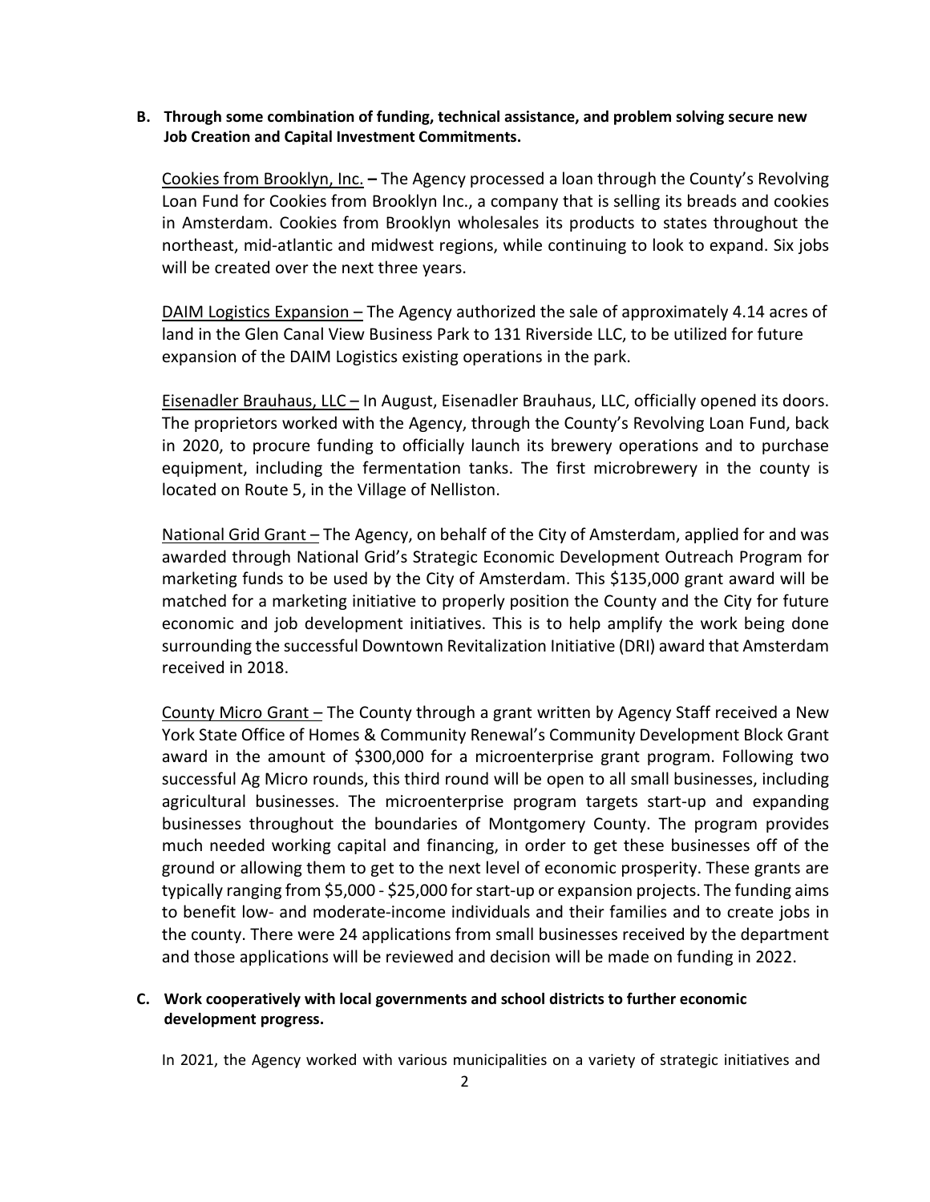**B. Through some combination of funding, technical assistance, and problem solving secure new Job Creation and Capital Investment Commitments.**

Cookies from Brooklyn, Inc. **–** The Agency processed a loan through the County's Revolving Loan Fund for Cookies from Brooklyn Inc., a company that is selling its breads and cookies in Amsterdam. Cookies from Brooklyn wholesales its products to states throughout the northeast, mid-atlantic and midwest regions, while continuing to look to expand. Six jobs will be created over the next three years.

DAIM Logistics Expansion – The Agency authorized the sale of approximately 4.14 acres of land in the Glen Canal View Business Park to 131 Riverside LLC, to be utilized for future expansion of the DAIM Logistics existing operations in the park.

Eisenadler Brauhaus, LLC – In August, Eisenadler Brauhaus, LLC, officially opened its doors. The proprietors worked with the Agency, through the County's Revolving Loan Fund, back in 2020, to procure funding to officially launch its brewery operations and to purchase equipment, including the fermentation tanks. The first microbrewery in the county is located on Route 5, in the Village of Nelliston.

National Grid Grant – The Agency, on behalf of the City of Amsterdam, applied for and was awarded through National Grid's Strategic Economic Development Outreach Program for marketing funds to be used by the City of Amsterdam. This $135,000 grant award will be matched for a marketing initiative to properly position the County and the City for future economic and job development initiatives. This is to help amplify the work being done surrounding the successful Downtown Revitalization Initiative (DRI) award that Amsterdam received in 2018.

County Micro Grant – The County through a grant written by Agency Staff received a New York State Office of Homes & Community Renewal's Community Development Block Grant award in the amount of $300,000 for a microenterprise grant program. Following two successful Ag Micro rounds, this third round will be open to all small businesses, including agricultural businesses. The microenterprise program targets start-up and expanding businesses throughout the boundaries of Montgomery County. The program provides much needed working capital and financing, in order to get these businesses off of the ground or allowing them to get to the next level of economic prosperity. These grants are typically ranging from $5,000 - $25,000 for start-up or expansion projects. The funding aims to benefit low- and moderate-income individuals and their families and to create jobs in the county. There were 24 applications from small businesses received by the department and those applications will be reviewed and decision will be made on funding in 2022.

**C. Work cooperatively with local governments and school districts to further economic development progress.**

In 2021, the Agency worked with various municipalities on a variety of strategic initiatives and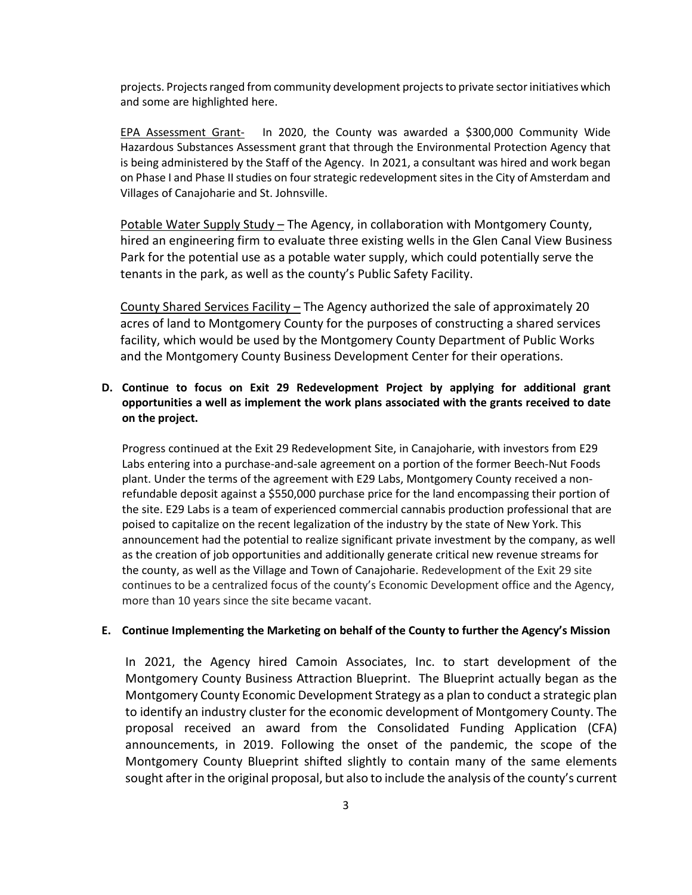projects. Projects ranged from community development projects to private sector initiatives which and some are highlighted here.

EPA Assessment Grant- In 2020, the County was awarded a $300,000 Community Wide Hazardous Substances Assessment grant that through the Environmental Protection Agency that is being administered by the Staff of the Agency. In 2021, a consultant was hired and work began on Phase I and Phase II studies on four strategic redevelopment sites in the City of Amsterdam and Villages of Canajoharie and St. Johnsville.

Potable Water Supply Study – The Agency, in collaboration with Montgomery County, hired an engineering firm to evaluate three existing wells in the Glen Canal View Business Park for the potential use as a potable water supply, which could potentially serve the tenants in the park, as well as the county's Public Safety Facility.

County Shared Services Facility – The Agency authorized the sale of approximately 20 acres of land to Montgomery County for the purposes of constructing a shared services facility, which would be used by the Montgomery County Department of Public Works and the Montgomery County Business Development Center for their operations.

**D. Continue to focus on Exit 29 Redevelopment Project by applying for additional grant opportunities a well as implement the work plans associated with the grants received to date on the project.**

Progress continued at the Exit 29 Redevelopment Site, in Canajoharie, with investors from E29 Labs entering into a purchase-and-sale agreement on a portion of the former Beech-Nut Foods plant. Under the terms of the agreement with E29 Labs, Montgomery County received a non-refundable deposit against a $550,000 purchase price for the land encompassing their portion of the site. E29 Labs is a team of experienced commercial cannabis production professional that are poised to capitalize on the recent legalization of the industry by the state of New York. This announcement had the potential to realize significant private investment by the company, as well as the creation of job opportunities and additionally generate critical new revenue streams for the county, as well as the Village and Town of Canajoharie. Redevelopment of the Exit 29 site continues to be a centralized focus of the county's Economic Development office and the Agency, more than 10 years since the site became vacant.

**E. Continue Implementing the Marketing on behalf of the County to further the Agency's Mission**

In 2021, the Agency hired Camoin Associates, Inc. to start development of the Montgomery County Business Attraction Blueprint. The Blueprint actually began as the Montgomery County Economic Development Strategy as a plan to conduct a strategic plan to identify an industry cluster for the economic development of Montgomery County. The proposal received an award from the Consolidated Funding Application (CFA) announcements, in 2019. Following the onset of the pandemic, the scope of the Montgomery County Blueprint shifted slightly to contain many of the same elements sought after in the original proposal, but also to include the analysis of the county's current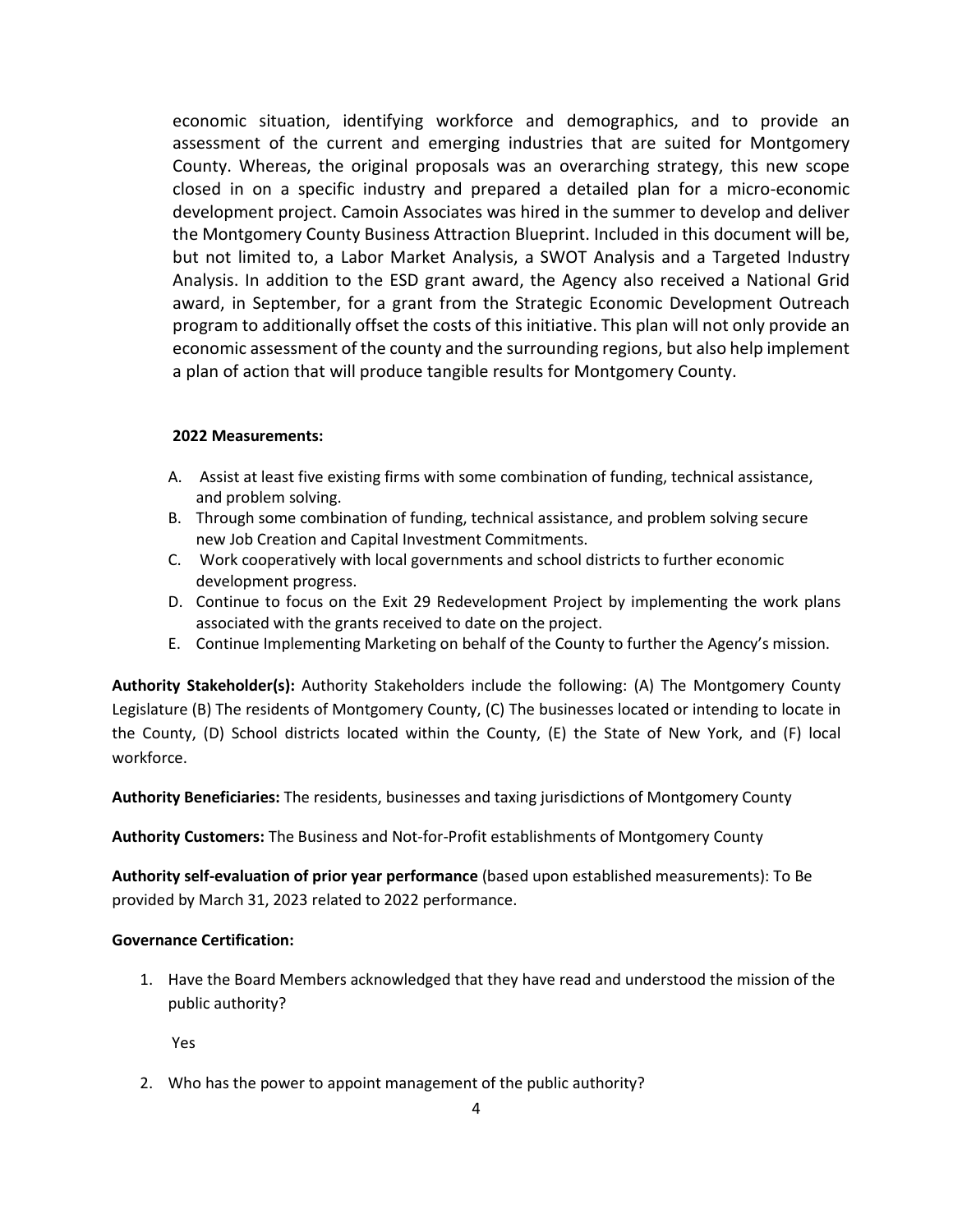economic situation, identifying workforce and demographics, and to provide an assessment of the current and emerging industries that are suited for Montgomery County. Whereas, the original proposals was an overarching strategy, this new scope closed in on a specific industry and prepared a detailed plan for a micro-economic development project. Camoin Associates was hired in the summer to develop and deliver the Montgomery County Business Attraction Blueprint. Included in this document will be, but not limited to, a Labor Market Analysis, a SWOT Analysis and a Targeted Industry Analysis. In addition to the ESD grant award, the Agency also received a National Grid award, in September, for a grant from the Strategic Economic Development Outreach program to additionally offset the costs of this initiative. This plan will not only provide an economic assessment of the county and the surrounding regions, but also help implement a plan of action that will produce tangible results for Montgomery County.

**2022 Measurements:**

A. Assist at least five existing firms with some combination of funding, technical assistance, and problem solving.
B. Through some combination of funding, technical assistance, and problem solving secure new Job Creation and Capital Investment Commitments.
C. Work cooperatively with local governments and school districts to further economic development progress.
D. Continue to focus on the Exit 29 Redevelopment Project by implementing the work plans associated with the grants received to date on the project.
E. Continue Implementing Marketing on behalf of the County to further the Agency's mission.

**Authority Stakeholder(s):** Authority Stakeholders include the following: (A) The Montgomery County Legislature (B) The residents of Montgomery County, (C) The businesses located or intending to locate in the County, (D) School districts located within the County, (E) the State of New York, and (F) local workforce.

**Authority Beneficiaries:** The residents, businesses and taxing jurisdictions of Montgomery County

**Authority Customers:** The Business and Not-for-Profit establishments of Montgomery County

**Authority self-evaluation of prior year performance** (based upon established measurements): To Be provided by March 31, 2023 related to 2022 performance.

**Governance Certification:**

1. Have the Board Members acknowledged that they have read and understood the mission of the public authority?

   Yes

2. Who has the power to appoint management of the public authority?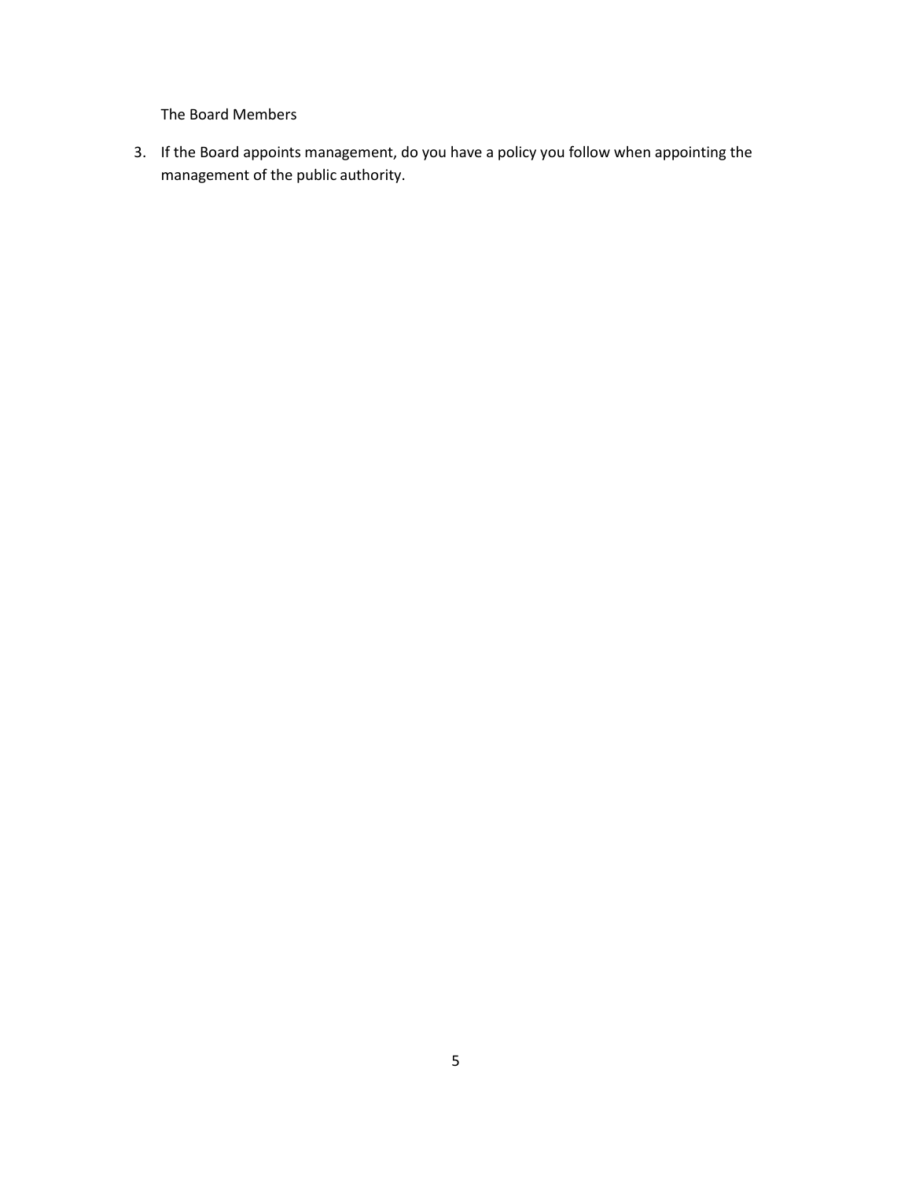The Board Members

3. If the Board appoints management, do you have a policy you follow when appointing the management of the public authority.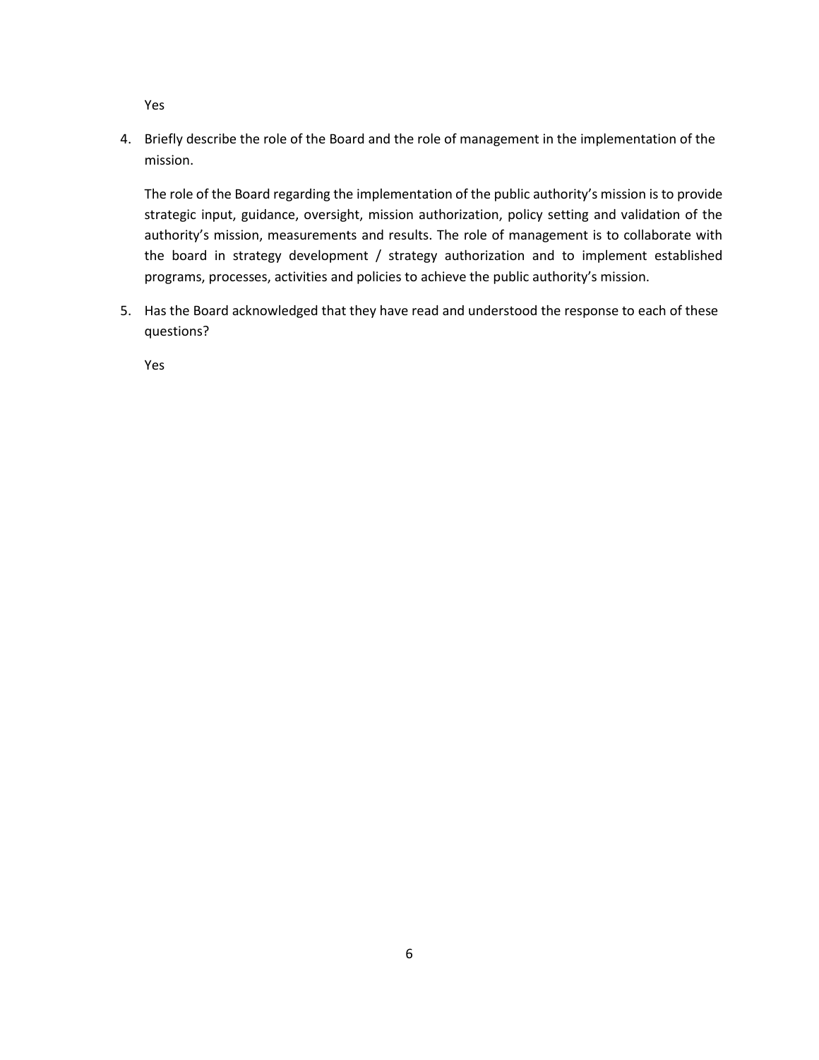Yes

4. Briefly describe the role of the Board and the role of management in the implementation of the mission.

   The role of the Board regarding the implementation of the public authority's mission is to provide strategic input, guidance, oversight, mission authorization, policy setting and validation of the authority's mission, measurements and results. The role of management is to collaborate with the board in strategy development / strategy authorization and to implement established programs, processes, activities and policies to achieve the public authority's mission.

5. Has the Board acknowledged that they have read and understood the response to each of these questions?

   Yes